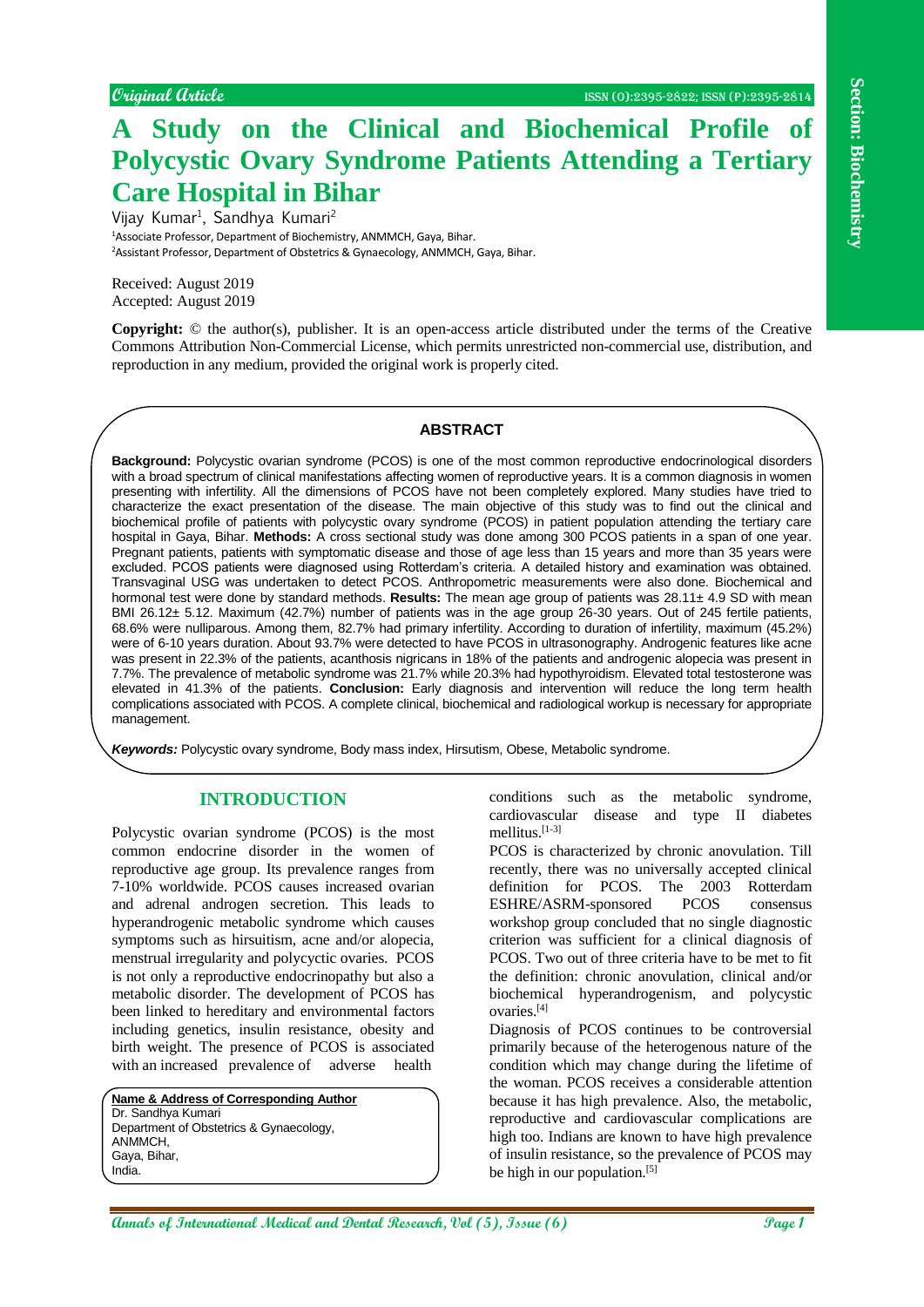Original Article

# A Study on the Clinical and Biochemical Profile of Polycystic Ovary Syndrome Patients Attending a Tertiary Care Hospital in Bihar

Vijay Kumar[1], Sandhya Kumari[2]

[1]Associate Professor, Department of Biochemistry, ANMMCH, Gaya, Bihar.
[2]Assistant Professor, Department of Obstetrics & Gynaecology, ANMMCH, Gaya, Bihar.

Received: August 2019
Accepted: August 2019

**Copyright:** © the author(s), publisher. It is an open-access article distributed under the terms of the Creative Commons Attribution Non-Commercial License, which permits unrestricted non-commercial use, distribution, and reproduction in any medium, provided the original work is properly cited.

## ABSTRACT

**Background:** Polycystic ovarian syndrome (PCOS) is one of the most common reproductive endocrinological disorders with a broad spectrum of clinical manifestations affecting women of reproductive years. It is a common diagnosis in women presenting with infertility. All the dimensions of PCOS have not been completely explored. Many studies have tried to characterize the exact presentation of the disease. The main objective of this study was to find out the clinical and biochemical profile of patients with polycystic ovary syndrome (PCOS) in patient population attending the tertiary care hospital in Gaya, Bihar. **Methods:** A cross sectional study was done among 300 PCOS patients in a span of one year. Pregnant patients, patients with symptomatic disease and those of age less than 15 years and more than 35 years were excluded. PCOS patients were diagnosed using Rotterdam's criteria. A detailed history and examination was obtained. Transvaginal USG was undertaken to detect PCOS. Anthropometric measurements were also done. Biochemical and hormonal test were done by standard methods. **Results:** The mean age group of patients was 28.11± 4.9 SD with mean BMI 26.12± 5.12. Maximum (42.7%) number of patients was in the age group 26-30 years. Out of 245 fertile patients, 68.6% were nulliparous. Among them, 82.7% had primary infertility. According to duration of infertility, maximum (45.2%) were of 6-10 years duration. About 93.7% were detected to have PCOS in ultrasonography. Androgenic features like acne was present in 22.3% of the patients, acanthosis nigricans in 18% of the patients and androgenic alopecia was present in 7.7%. The prevalence of metabolic syndrome was 21.7% while 20.3% had hypothyroidism. Elevated total testosterone was elevated in 41.3% of the patients. **Conclusion:** Early diagnosis and intervention will reduce the long term health complications associated with PCOS. A complete clinical, biochemical and radiological workup is necessary for appropriate management.

***Keywords:*** Polycystic ovary syndrome, Body mass index, Hirsutism, Obese, Metabolic syndrome.

## INTRODUCTION

Polycystic ovarian syndrome (PCOS) is the most common endocrine disorder in the women of reproductive age group. Its prevalence ranges from 7-10% worldwide. PCOS causes increased ovarian and adrenal androgen secretion. This leads to hyperandrogenic metabolic syndrome which causes symptoms such as hirsuitism, acne and/or alopecia, menstrual irregularity and polycystic ovaries. PCOS is not only a reproductive endocrinopathy but also a metabolic disorder. The development of PCOS has been linked to hereditary and environmental factors including genetics, insulin resistance, obesity and birth weight. The presence of PCOS is associated with an increased prevalence of adverse health conditions such as the metabolic syndrome, cardiovascular disease and type II diabetes mellitus.[1-3]

PCOS is characterized by chronic anovulation. Till recently, there was no universally accepted clinical definition for PCOS. The 2003 Rotterdam ESHRE/ASRM-sponsored PCOS consensus workshop group concluded that no single diagnostic criterion was sufficient for a clinical diagnosis of PCOS. Two out of three criteria have to be met to fit the definition: chronic anovulation, clinical and/or biochemical hyperandrogenism, and polycystic ovaries.[4]

Diagnosis of PCOS continues to be controversial primarily because of the heterogenous nature of the condition which may change during the lifetime of the woman. PCOS receives a considerable attention because it has high prevalence. Also, the metabolic, reproductive and cardiovascular complications are high too. Indians are known to have high prevalence of insulin resistance, so the prevalence of PCOS may be high in our population.[5]

**Name & Address of Corresponding Author**
Dr. Sandhya Kumari
Department of Obstetrics & Gynaecology,
ANMMCH,
Gaya, Bihar,
India.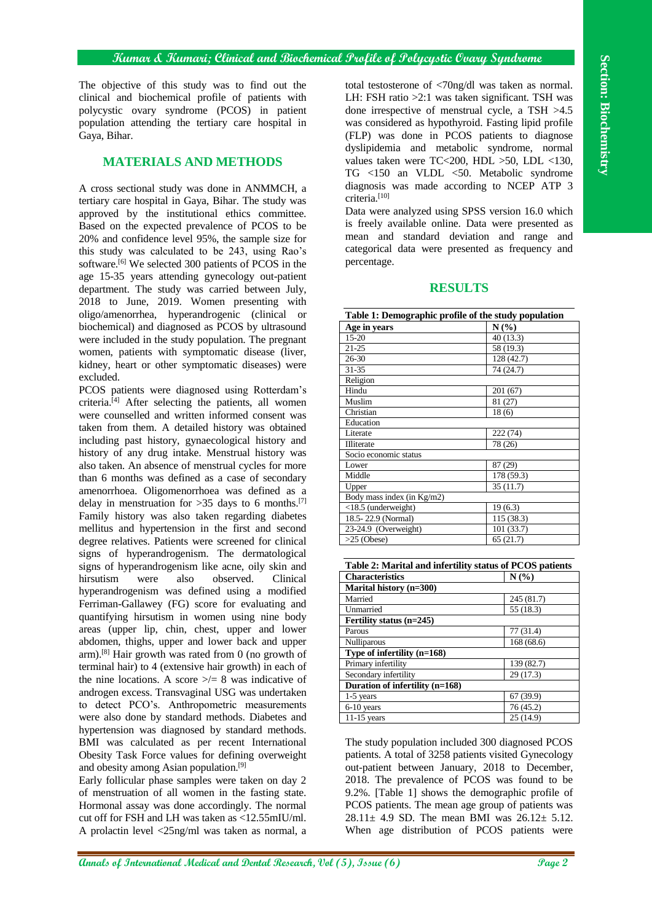The objective of this study was to find out the clinical and biochemical profile of patients with polycystic ovary syndrome (PCOS) in patient population attending the tertiary care hospital in Gaya, Bihar.

## MATERIALS AND METHODS

A cross sectional study was done in ANMMCH, a tertiary care hospital in Gaya, Bihar. The study was approved by the institutional ethics committee. Based on the expected prevalence of PCOS to be 20% and confidence level 95%, the sample size for this study was calculated to be 243, using Rao's software.[6] We selected 300 patients of PCOS in the age 15-35 years attending gynecology out-patient department. The study was carried between July, 2018 to June, 2019. Women presenting with oligo/amenorrhea, hyperandrogenic (clinical or biochemical) and diagnosed as PCOS by ultrasound were included in the study population. The pregnant women, patients with symptomatic disease (liver, kidney, heart or other symptomatic diseases) were excluded.

PCOS patients were diagnosed using Rotterdam's criteria.[4] After selecting the patients, all women were counselled and written informed consent was taken from them. A detailed history was obtained including past history, gynaecological history and history of any drug intake. Menstrual history was also taken. An absence of menstrual cycles for more than 6 months was defined as a case of secondary amenorrhoea. Oligomenorrhoea was defined as a delay in menstruation for >35 days to 6 months.[7] Family history was also taken regarding diabetes mellitus and hypertension in the first and second degree relatives. Patients were screened for clinical signs of hyperandrogenism. The dermatological signs of hyperandrogenism like acne, oily skin and hirsutism were also observed. Clinical hyperandrogenism was defined using a modified Ferriman-Gallawey (FG) score for evaluating and quantifying hirsutism in women using nine body areas (upper lip, chin, chest, upper and lower abdomen, thighs, upper and lower back and upper arm).[8] Hair growth was rated from 0 (no growth of terminal hair) to 4 (extensive hair growth) in each of the nine locations. A score >/= 8 was indicative of androgen excess. Transvaginal USG was undertaken to detect PCO's. Anthropometric measurements were also done by standard methods. Diabetes and hypertension was diagnosed by standard methods. BMI was calculated as per recent International Obesity Task Force values for defining overweight and obesity among Asian population.[9]

Early follicular phase samples were taken on day 2 of menstruation of all women in the fasting state. Hormonal assay was done accordingly. The normal cut off for FSH and LH was taken as <12.55mIU/ml. A prolactin level <25ng/ml was taken as normal, a total testosterone of <70ng/dl was taken as normal. LH: FSH ratio >2:1 was taken significant. TSH was done irrespective of menstrual cycle, a TSH >4.5 was considered as hypothyroid. Fasting lipid profile (FLP) was done in PCOS patients to diagnose dyslipidemia and metabolic syndrome, normal values taken were TC<200, HDL >50, LDL <130, TG <150 an VLDL <50. Metabolic syndrome diagnosis was made according to NCEP ATP 3 criteria.[10]

Data were analyzed using SPSS version 16.0 which is freely available online. Data were presented as mean and standard deviation and range and categorical data were presented as frequency and percentage.

## RESULTS

**Table 1: Demographic profile of the study population**

| Age in years | N (%) |
|---|---|
| 15-20 | 40 (13.3) |
| 21-25 | 58 (19.3) |
| 26-30 | 128 (42.7) |
| 31-35 | 74 (24.7) |
| Religion | |
| Hindu | 201 (67) |
| Muslim | 81 (27) |
| Christian | 18 (6) |
| Education | |
| Literate | 222 (74) |
| Illiterate | 78 (26) |
| Socio economic status | |
| Lower | 87 (29) |
| Middle | 178 (59.3) |
| Upper | 35 (11.7) |
| Body mass index (in Kg/m2) | |
| <18.5 (underweight) | 19 (6.3) |
| 18.5- 22.9 (Normal) | 115 (38.3) |
| 23-24.9 (Overweight) | 101 (33.7) |
| >25 (Obese) | 65 (21.7) |

**Table 2: Marital and infertility status of PCOS patients**

| Characteristics | N (%) |
|---|---|
| **Marital history (n=300)** | |
| Married | 245 (81.7) |
| Unmarried | 55 (18.3) |
| **Fertility status (n=245)** | |
| Parous | 77 (31.4) |
| Nulliparous | 168 (68.6) |
| **Type of infertility (n=168)** | |
| Primary infertility | 139 (82.7) |
| Secondary infertility | 29 (17.3) |
| **Duration of infertility (n=168)** | |
| 1-5 years | 67 (39.9) |
| 6-10 years | 76 (45.2) |
| 11-15 years | 25 (14.9) |

The study population included 300 diagnosed PCOS patients. A total of 3258 patients visited Gynecology out-patient between January, 2018 to December, 2018. The prevalence of PCOS was found to be 9.2%. [Table 1] shows the demographic profile of PCOS patients. The mean age group of patients was 28.11± 4.9 SD. The mean BMI was 26.12± 5.12. When age distribution of PCOS patients were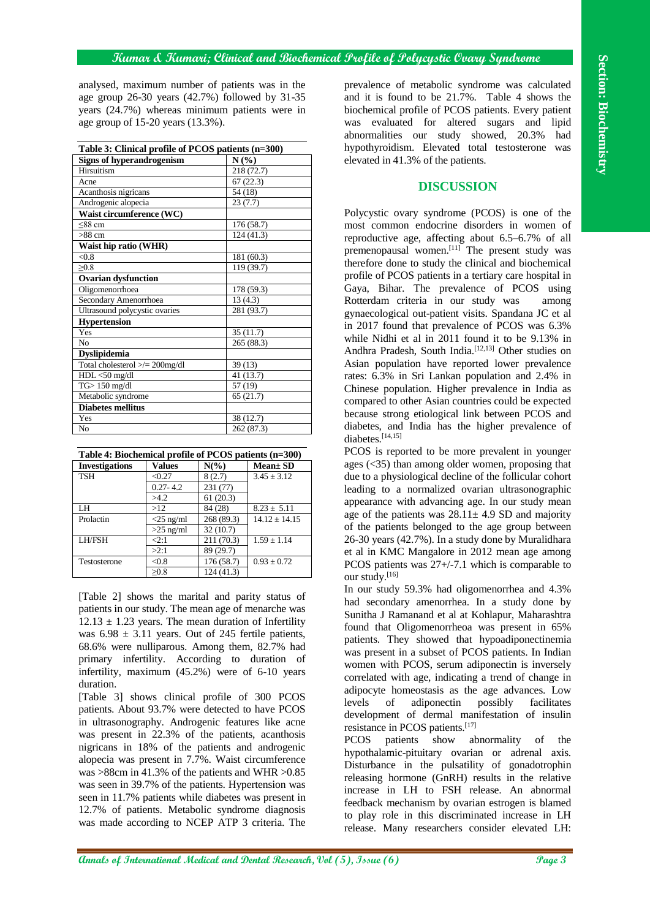analysed, maximum number of patients was in the age group 26-30 years (42.7%) followed by 31-35 years (24.7%) whereas minimum patients were in age group of 15-20 years (13.3%).

**Table 3: Clinical profile of PCOS patients (n=300)**

| Signs of hyperandrogenism | N (%) |
|---|---|
| Hirsuitism | 218 (72.7) |
| Acne | 67 (22.3) |
| Acanthosis nigricans | 54 (18) |
| Androgenic alopecia | 23 (7.7) |
| **Waist circumference (WC)** | |
| ≤88 cm | 176 (58.7) |
| >88 cm | 124 (41.3) |
| **Waist hip ratio (WHR)** | |
| <0.8 | 181 (60.3) |
| ≥0.8 | 119 (39.7) |
| **Ovarian dysfunction** | |
| Oligomenorrhoea | 178 (59.3) |
| Secondary Amenorrhoea | 13 (4.3) |
| Ultrasound polycystic ovaries | 281 (93.7) |
| **Hypertension** | |
| Yes | 35 (11.7) |
| No | 265 (88.3) |
| **Dyslipidemia** | |
| Total cholesterol >/= 200mg/dl | 39 (13) |
| HDL <50 mg/dl | 41 (13.7) |
| TG> 150 mg/dl | 57 (19) |
| Metabolic syndrome | 65 (21.7) |
| **Diabetes mellitus** | |
| Yes | 38 (12.7) |
| No | 262 (87.3) |

**Table 4: Biochemical profile of PCOS patients (n=300)**

| Investigations | Values | N(%) | Mean± SD |
|---|---|---|---|
| TSH | <0.27 | 8 (2.7) | 3.45 ± 3.12 |
| | 0.27- 4.2 | 231 (77) | |
| | >4.2 | 61 (20.3) | |
| LH | >12 | 84 (28) | 8.23 ± 5.11 |
| Prolactin | <25 ng/ml | 268 (89.3) | 14.12 ± 14.15 |
| | >25 ng/ml | 32 (10.7) | |
| LH/FSH | <2:1 | 211 (70.3) | 1.59 ± 1.14 |
| | >2:1 | 89 (29.7) | |
| Testosterone | <0.8 | 176 (58.7) | 0.93 ± 0.72 |
| | ≥0.8 | 124 (41.3) | |

[Table 2] shows the marital and parity status of patients in our study. The mean age of menarche was 12.13 ± 1.23 years. The mean duration of Infertility was 6.98 ± 3.11 years. Out of 245 fertile patients, 68.6% were nulliparous. Among them, 82.7% had primary infertility. According to duration of infertility, maximum (45.2%) were of 6-10 years duration.

[Table 3] shows clinical profile of 300 PCOS patients. About 93.7% were detected to have PCOS in ultrasonography. Androgenic features like acne was present in 22.3% of the patients, acanthosis nigricans in 18% of the patients and androgenic alopecia was present in 7.7%. Waist circumference was >88cm in 41.3% of the patients and WHR >0.85 was seen in 39.7% of the patients. Hypertension was seen in 11.7% patients while diabetes was present in 12.7% of patients. Metabolic syndrome diagnosis was made according to NCEP ATP 3 criteria. The prevalence of metabolic syndrome was calculated and it is found to be 21.7%. Table 4 shows the biochemical profile of PCOS patients. Every patient was evaluated for altered sugars and lipid abnormalities our study showed, 20.3% had hypothyroidism. Elevated total testosterone was elevated in 41.3% of the patients.

## DISCUSSION

Polycystic ovary syndrome (PCOS) is one of the most common endocrine disorders in women of reproductive age, affecting about 6.5–6.7% of all premenopausal women.[11] The present study was therefore done to study the clinical and biochemical profile of PCOS patients in a tertiary care hospital in Gaya, Bihar. The prevalence of PCOS using Rotterdam criteria in our study was among gynaecological out-patient visits. Spandana JC et al in 2017 found that prevalence of PCOS was 6.3% while Nidhi et al in 2011 found it to be 9.13% in Andhra Pradesh, South India.[12,13] Other studies on Asian population have reported lower prevalence rates: 6.3% in Sri Lankan population and 2.4% in Chinese population. Higher prevalence in India as compared to other Asian countries could be expected because strong etiological link between PCOS and diabetes, and India has the higher prevalence of diabetes.[14,15]

PCOS is reported to be more prevalent in younger ages (<35) than among older women, proposing that due to a physiological decline of the follicular cohort leading to a normalized ovarian ultrasonographic appearance with advancing age. In our study mean age of the patients was 28.11± 4.9 SD and majority of the patients belonged to the age group between 26-30 years (42.7%). In a study done by Muralidhara et al in KMC Mangalore in 2012 mean age among PCOS patients was 27+/-7.1 which is comparable to our study.[16]

In our study 59.3% had oligomenorrhea and 4.3% had secondary amenorrhea. In a study done by Sunitha J Ramanand et al at Kohlapur, Maharashtra found that Oligomenorrheoa was present in 65% patients. They showed that hypoadiponectinemia was present in a subset of PCOS patients. In Indian women with PCOS, serum adiponectin is inversely correlated with age, indicating a trend of change in adipocyte homeostasis as the age advances. Low levels of adiponectin possibly facilitates development of dermal manifestation of insulin resistance in PCOS patients.[17]

PCOS patients show abnormality of the hypothalamic-pituitary ovarian or adrenal axis. Disturbance in the pulsatility of gonadotrophin releasing hormone (GnRH) results in the relative increase in LH to FSH release. An abnormal feedback mechanism by ovarian estrogen is blamed to play role in this discriminated increase in LH release. Many researchers consider elevated LH: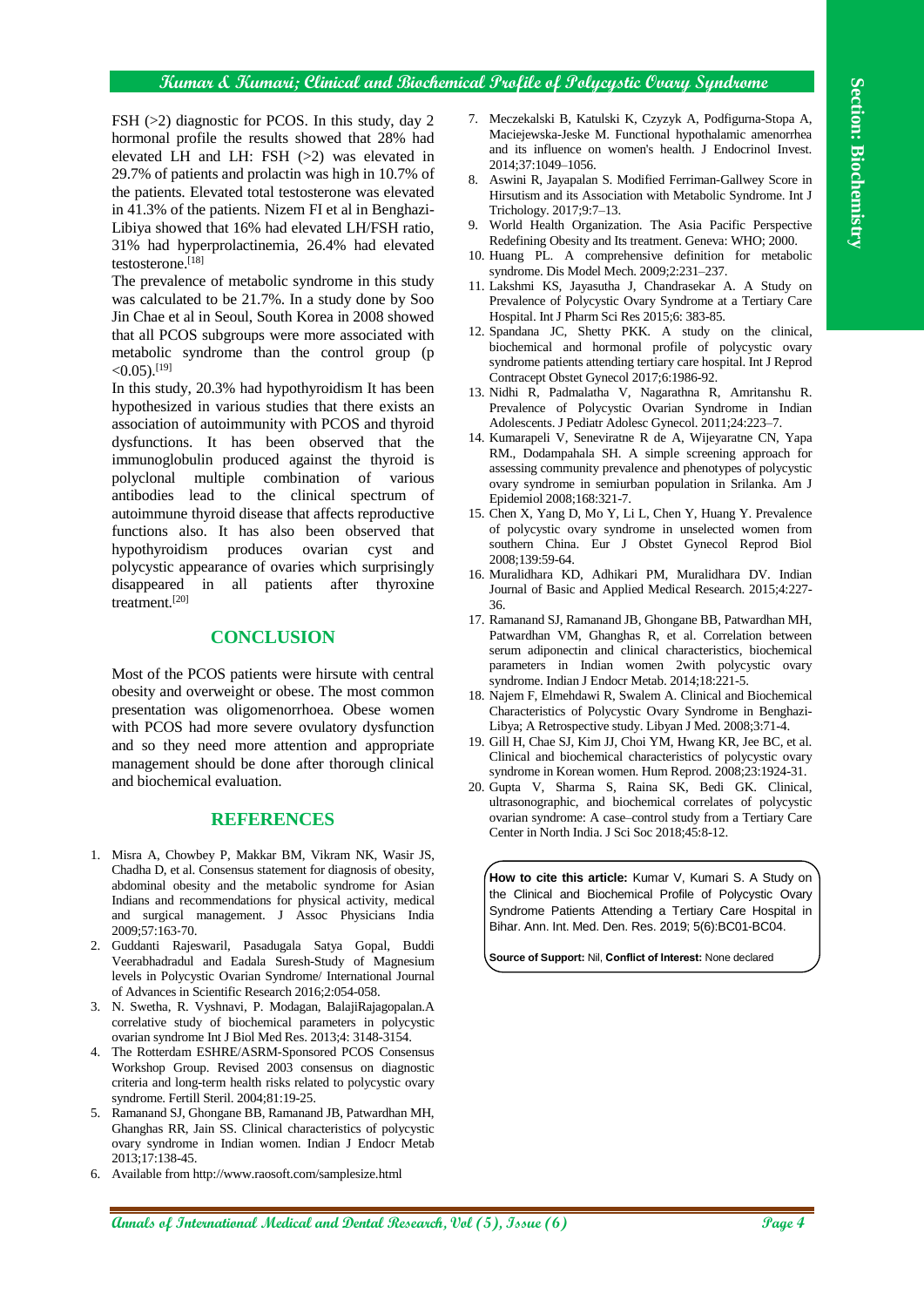FSH (>2) diagnostic for PCOS. In this study, day 2 hormonal profile the results showed that 28% had elevated LH and LH: FSH (>2) was elevated in 29.7% of patients and prolactin was high in 10.7% of the patients. Elevated total testosterone was elevated in 41.3% of the patients. Nizem FI et al in Benghazi-Libiya showed that 16% had elevated LH/FSH ratio, 31% had hyperprolactinemia, 26.4% had elevated testosterone.[18]

The prevalence of metabolic syndrome in this study was calculated to be 21.7%. In a study done by Soo Jin Chae et al in Seoul, South Korea in 2008 showed that all PCOS subgroups were more associated with metabolic syndrome than the control group (p <0.05).[19]

In this study, 20.3% had hypothyroidism It has been hypothesized in various studies that there exists an association of autoimmunity with PCOS and thyroid dysfunctions. It has been observed that the immunoglobulin produced against the thyroid is polyclonal multiple combination of various antibodies lead to the clinical spectrum of autoimmune thyroid disease that affects reproductive functions also. It has also been observed that hypothyroidism produces ovarian cyst and polycystic appearance of ovaries which surprisingly disappeared in all patients after thyroxine treatment.[20]

## CONCLUSION

Most of the PCOS patients were hirsute with central obesity and overweight or obese. The most common presentation was oligomenorrhoea. Obese women with PCOS had more severe ovulatory dysfunction and so they need more attention and appropriate management should be done after thorough clinical and biochemical evaluation.

## REFERENCES

1. Misra A, Chowbey P, Makkar BM, Vikram NK, Wasir JS, Chadha D, et al. Consensus statement for diagnosis of obesity, abdominal obesity and the metabolic syndrome for Asian Indians and recommendations for physical activity, medical and surgical management. J Assoc Physicians India 2009;57:163-70.
2. Guddanti Rajeswaril, Pasadugala Satya Gopal, Buddi Veerabhadradul and Eadala Suresh-Study of Magnesium levels in Polycystic Ovarian Syndrome/ International Journal of Advances in Scientific Research 2016;2:054-058.
3. N. Swetha, R. Vyshnavi, P. Modagan, BalajiRajagopalan.A correlative study of biochemical parameters in polycystic ovarian syndrome Int J Biol Med Res. 2013;4: 3148-3154.
4. The Rotterdam ESHRE/ASRM-Sponsored PCOS Consensus Workshop Group. Revised 2003 consensus on diagnostic criteria and long-term health risks related to polycystic ovary syndrome. Fertill Steril. 2004;81:19-25.
5. Ramanand SJ, Ghongane BB, Ramanand JB, Patwardhan MH, Ghanghas RR, Jain SS. Clinical characteristics of polycystic ovary syndrome in Indian women. Indian J Endocr Metab 2013;17:138-45.
6. Available from http://www.raosoft.com/samplesize.html
7. Meczekalski B, Katulski K, Czyzyk A, Podfigurna-Stopa A, Maciejewska-Jeske M. Functional hypothalamic amenorrhea and its influence on women's health. J Endocrinol Invest. 2014;37:1049–1056.
8. Aswini R, Jayapalan S. Modified Ferriman-Gallwey Score in Hirsutism and its Association with Metabolic Syndrome. Int J Trichology. 2017;9:7–13.
9. World Health Organization. The Asia Pacific Perspective Redefining Obesity and Its treatment. Geneva: WHO; 2000.
10. Huang PL. A comprehensive definition for metabolic syndrome. Dis Model Mech. 2009;2:231–237.
11. Lakshmi KS, Jayasutha J, Chandrasekar A. A Study on Prevalence of Polycystic Ovary Syndrome at a Tertiary Care Hospital. Int J Pharm Sci Res 2015;6: 383-85.
12. Spandana JC, Shetty PKK. A study on the clinical, biochemical and hormonal profile of polycystic ovary syndrome patients attending tertiary care hospital. Int J Reprod Contracept Obstet Gynecol 2017;6:1986-92.
13. Nidhi R, Padmalatha V, Nagarathna R, Amritanshu R. Prevalence of Polycystic Ovarian Syndrome in Indian Adolescents. J Pediatr Adolesc Gynecol. 2011;24:223–7.
14. Kumarapeli V, Seneviratne R de A, Wijeyaratne CN, Yapa RM., Dodampahala SH. A simple screening approach for assessing community prevalence and phenotypes of polycystic ovary syndrome in semiurban population in Srilanka. Am J Epidemiol 2008;168:321-7.
15. Chen X, Yang D, Mo Y, Li L, Chen Y, Huang Y. Prevalence of polycystic ovary syndrome in unselected women from southern China. Eur J Obstet Gynecol Reprod Biol 2008;139:59-64.
16. Muralidhara KD, Adhikari PM, Muralidhara DV. Indian Journal of Basic and Applied Medical Research. 2015;4:227-36.
17. Ramanand SJ, Ramanand JB, Ghongane BB, Patwardhan MH, Patwardhan VM, Ghanghas R, et al. Correlation between serum adiponectin and clinical characteristics, biochemical parameters in Indian women 2with polycystic ovary syndrome. Indian J Endocr Metab. 2014;18:221-5.
18. Najem F, Elmehdawi R, Swalem A. Clinical and Biochemical Characteristics of Polycystic Ovary Syndrome in Benghazi-Libya; A Retrospective study. Libyan J Med. 2008;3:71-4.
19. Gill H, Chae SJ, Kim JJ, Choi YM, Hwang KR, Jee BC, et al. Clinical and biochemical characteristics of polycystic ovary syndrome in Korean women. Hum Reprod. 2008;23:1924-31.
20. Gupta V, Sharma S, Raina SK, Bedi GK. Clinical, ultrasonographic, and biochemical correlates of polycystic ovarian syndrome: A case–control study from a Tertiary Care Center in North India. J Sci Soc 2018;45:8-12.

**How to cite this article:** Kumar V, Kumari S. A Study on the Clinical and Biochemical Profile of Polycystic Ovary Syndrome Patients Attending a Tertiary Care Hospital in Bihar. Ann. Int. Med. Den. Res. 2019; 5(6):BC01-BC04.

**Source of Support:** Nil, **Conflict of Interest:** None declared